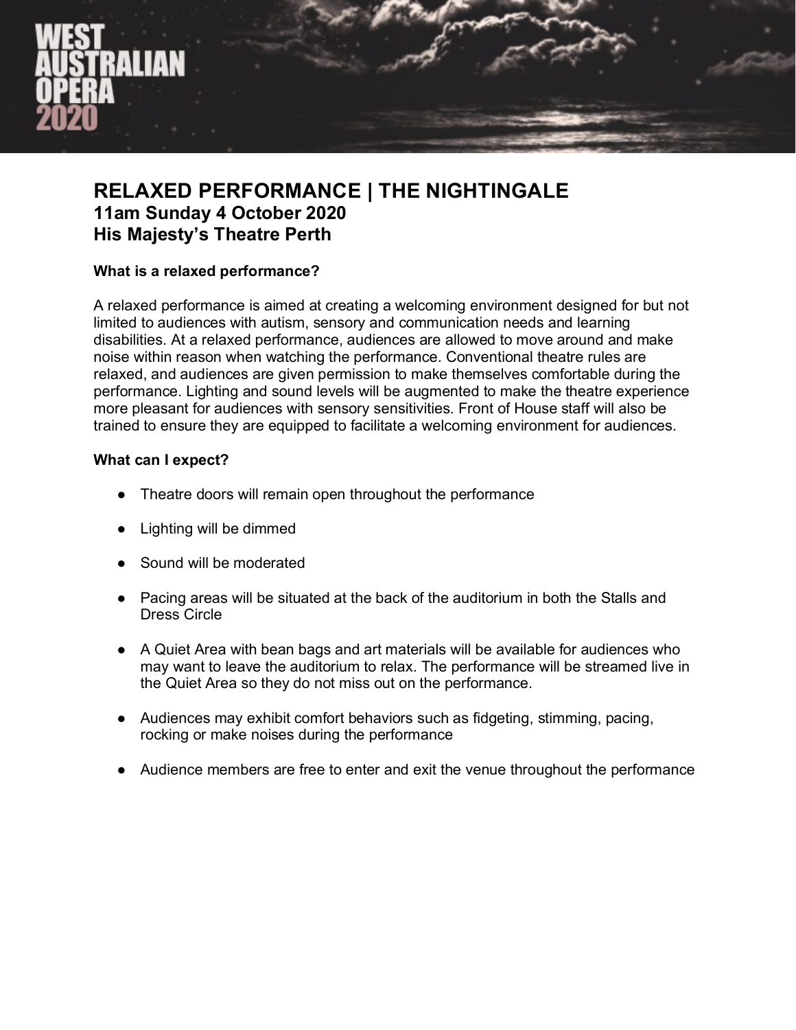WEST AUSTRALIAN OPERA 2020

# RELAXED PERFORMANCE | THE NIGHTINGALE

## 11am Sunday 4 October 2020

## His Majesty's Theatre Perth

**What is a relaxed performance?**

A relaxed performance is aimed at creating a welcoming environment designed for but not limited to audiences with autism, sensory and communication needs and learning disabilities. At a relaxed performance, audiences are allowed to move around and make noise within reason when watching the performance. Conventional theatre rules are relaxed, and audiences are given permission to make themselves comfortable during the performance. Lighting and sound levels will be augmented to make the theatre experience more pleasant for audiences with sensory sensitivities. Front of House staff will also be trained to ensure they are equipped to facilitate a welcoming environment for audiences.

**What can I expect?**

- Theatre doors will remain open throughout the performance
- Lighting will be dimmed
- Sound will be moderated
- Pacing areas will be situated at the back of the auditorium in both the Stalls and Dress Circle
- A Quiet Area with bean bags and art materials will be available for audiences who may want to leave the auditorium to relax. The performance will be streamed live in the Quiet Area so they do not miss out on the performance.
- Audiences may exhibit comfort behaviors such as fidgeting, stimming, pacing, rocking or make noises during the performance
- Audience members are free to enter and exit the venue throughout the performance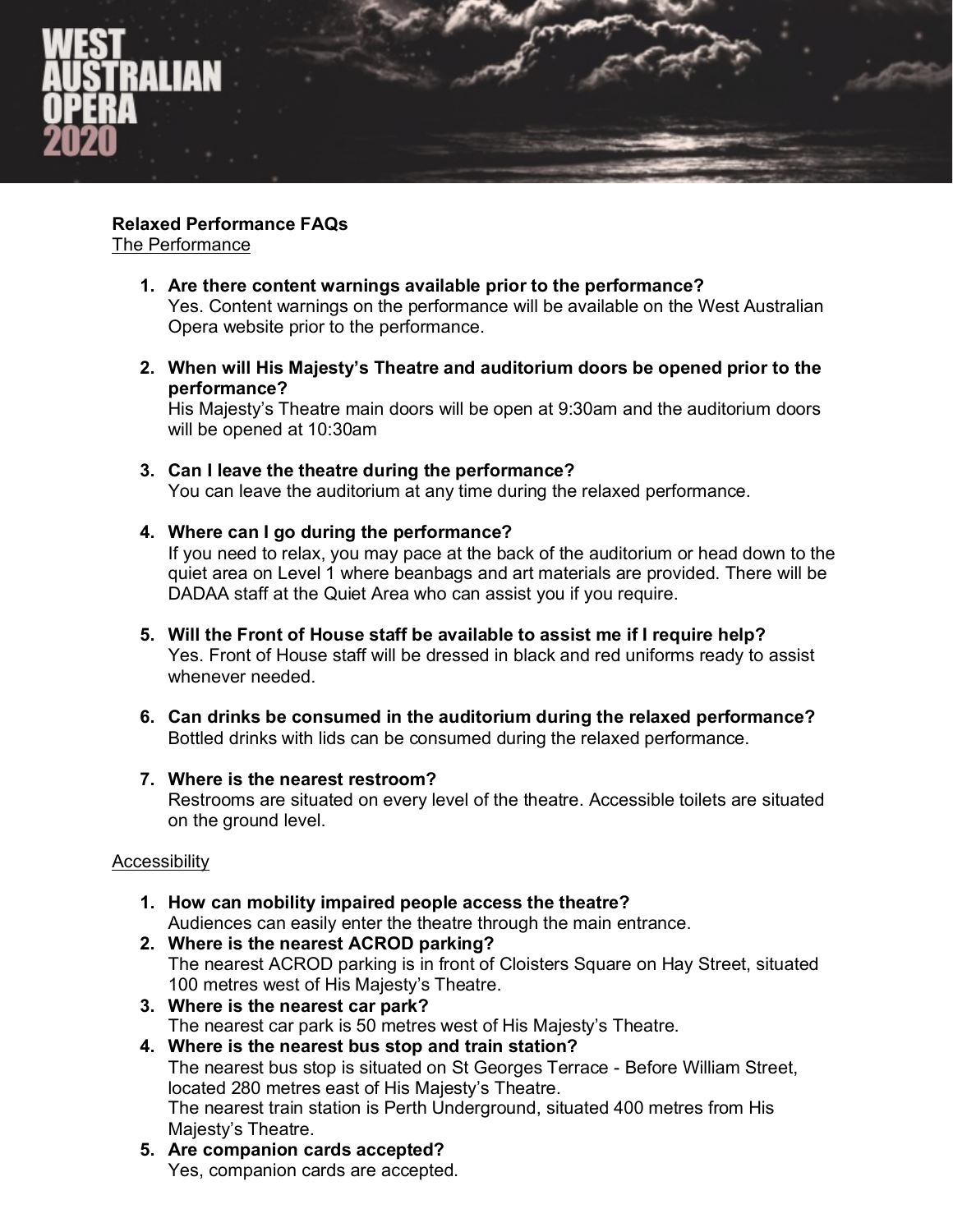WEST AUSTRALIAN OPERA 2020

**Relaxed Performance FAQs**

The Performance

1. **Are there content warnings available prior to the performance?**
   Yes. Content warnings on the performance will be available on the West Australian Opera website prior to the performance.

2. **When will His Majesty's Theatre and auditorium doors be opened prior to the performance?**
   His Majesty's Theatre main doors will be open at 9:30am and the auditorium doors will be opened at 10:30am

3. **Can I leave the theatre during the performance?**
   You can leave the auditorium at any time during the relaxed performance.

4. **Where can I go during the performance?**
   If you need to relax, you may pace at the back of the auditorium or head down to the quiet area on Level 1 where beanbags and art materials are provided. There will be DADAA staff at the Quiet Area who can assist you if you require.

5. **Will the Front of House staff be available to assist me if I require help?**
   Yes. Front of House staff will be dressed in black and red uniforms ready to assist whenever needed.

6. **Can drinks be consumed in the auditorium during the relaxed performance?**
   Bottled drinks with lids can be consumed during the relaxed performance.

7. **Where is the nearest restroom?**
   Restrooms are situated on every level of the theatre. Accessible toilets are situated on the ground level.

Accessibility

1. **How can mobility impaired people access the theatre?**
   Audiences can easily enter the theatre through the main entrance.
2. **Where is the nearest ACROD parking?**
   The nearest ACROD parking is in front of Cloisters Square on Hay Street, situated 100 metres west of His Majesty's Theatre.
3. **Where is the nearest car park?**
   The nearest car park is 50 metres west of His Majesty's Theatre.
4. **Where is the nearest bus stop and train station?**
   The nearest bus stop is situated on St Georges Terrace - Before William Street, located 280 metres east of His Majesty's Theatre.
   The nearest train station is Perth Underground, situated 400 metres from His Majesty's Theatre.
5. **Are companion cards accepted?**
   Yes, companion cards are accepted.